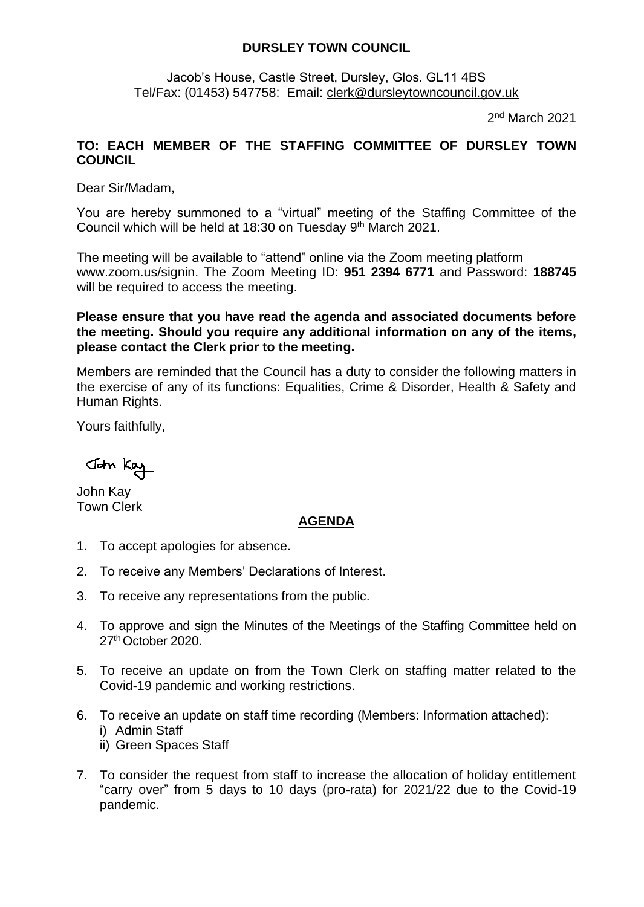**DURSLEY TOWN COUNCIL**

Jacob's House, Castle Street, Dursley, Glos. GL11 4BS
Tel/Fax: (01453) 547758: Email: clerk@dursleytowncouncil.gov.uk

2nd March 2021

**TO: EACH MEMBER OF THE STAFFING COMMITTEE OF DURSLEY TOWN COUNCIL**

Dear Sir/Madam,

You are hereby summoned to a "virtual" meeting of the Staffing Committee of the Council which will be held at 18:30 on Tuesday 9th March 2021.

The meeting will be available to "attend" online via the Zoom meeting platform www.zoom.us/signin. The Zoom Meeting ID: **951 2394 6771** and Password: **188745** will be required to access the meeting.

**Please ensure that you have read the agenda and associated documents before the meeting. Should you require any additional information on any of the items, please contact the Clerk prior to the meeting.**

Members are reminded that the Council has a duty to consider the following matters in the exercise of any of its functions: Equalities, Crime & Disorder, Health & Safety and Human Rights.

Yours faithfully,

John Kay

John Kay
Town Clerk

## AGENDA

1. To accept apologies for absence.
2. To receive any Members' Declarations of Interest.
3. To receive any representations from the public.
4. To approve and sign the Minutes of the Meetings of the Staffing Committee held on 27th October 2020.
5. To receive an update on from the Town Clerk on staffing matter related to the Covid-19 pandemic and working restrictions.
6. To receive an update on staff time recording (Members: Information attached):
   i) Admin Staff
   ii) Green Spaces Staff
7. To consider the request from staff to increase the allocation of holiday entitlement "carry over" from 5 days to 10 days (pro-rata) for 2021/22 due to the Covid-19 pandemic.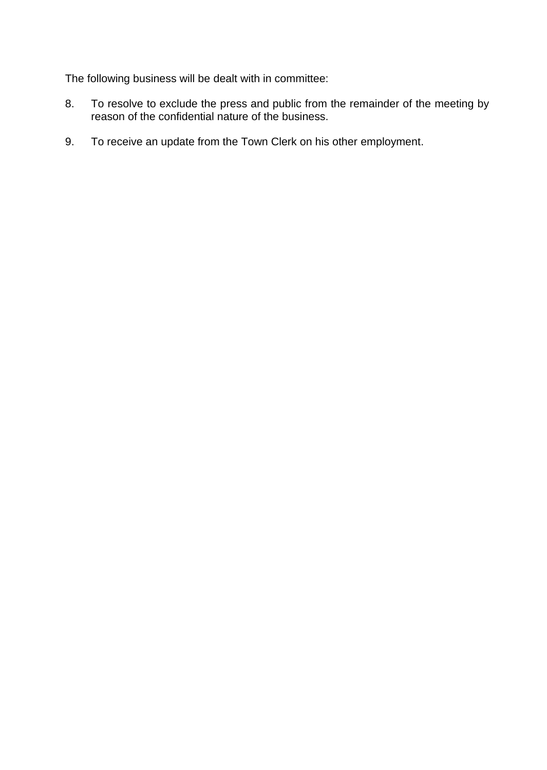The following business will be dealt with in committee:

8. To resolve to exclude the press and public from the remainder of the meeting by reason of the confidential nature of the business.

9. To receive an update from the Town Clerk on his other employment.